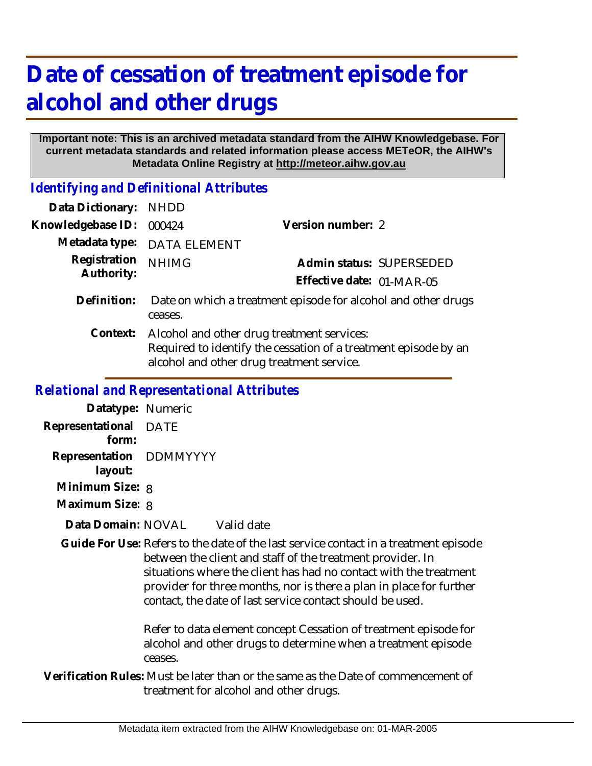# Date of cessation of treatment episode for alcohol and other drugs

**Important note: This is an archived metadata standard from the AIHW Knowledgebase. For current metadata standards and related information please access METeOR, the AIHW's Metadata Online Registry at http://meteor.aihw.gov.au**

## *Identifying and Definitional Attributes*

**Data Dictionary:** NHDD

**Knowledgebase ID:** 000424 **Version number:** 2

**Metadata type:** DATA ELEMENT

**Registration Authority:** NHIMG **Admin status:** SUPERSEDED

**Effective date:** 01-MAR-05

**Definition:** Date on which a treatment episode for alcohol and other drugs ceases.

**Context:** Alcohol and other drug treatment services:
Required to identify the cessation of a treatment episode by an alcohol and other drug treatment service.

## *Relational and Representational Attributes*

**Datatype:** Numeric

**Representational form:** DATE

**Representation layout:** DDMMYYYY

**Minimum Size:** 8

**Maximum Size:** 8

**Data Domain:** NOVAL Valid date

**Guide For Use:** Refers to the date of the last service contact in a treatment episode between the client and staff of the treatment provider. In situations where the client has had no contact with the treatment provider for three months, nor is there a plan in place for further contact, the date of last service contact should be used.

Refer to data element concept Cessation of treatment episode for alcohol and other drugs to determine when a treatment episode ceases.

**Verification Rules:** Must be later than or the same as the Date of commencement of treatment for alcohol and other drugs.

Metadata item extracted from the AIHW Knowledgebase on: 01-MAR-2005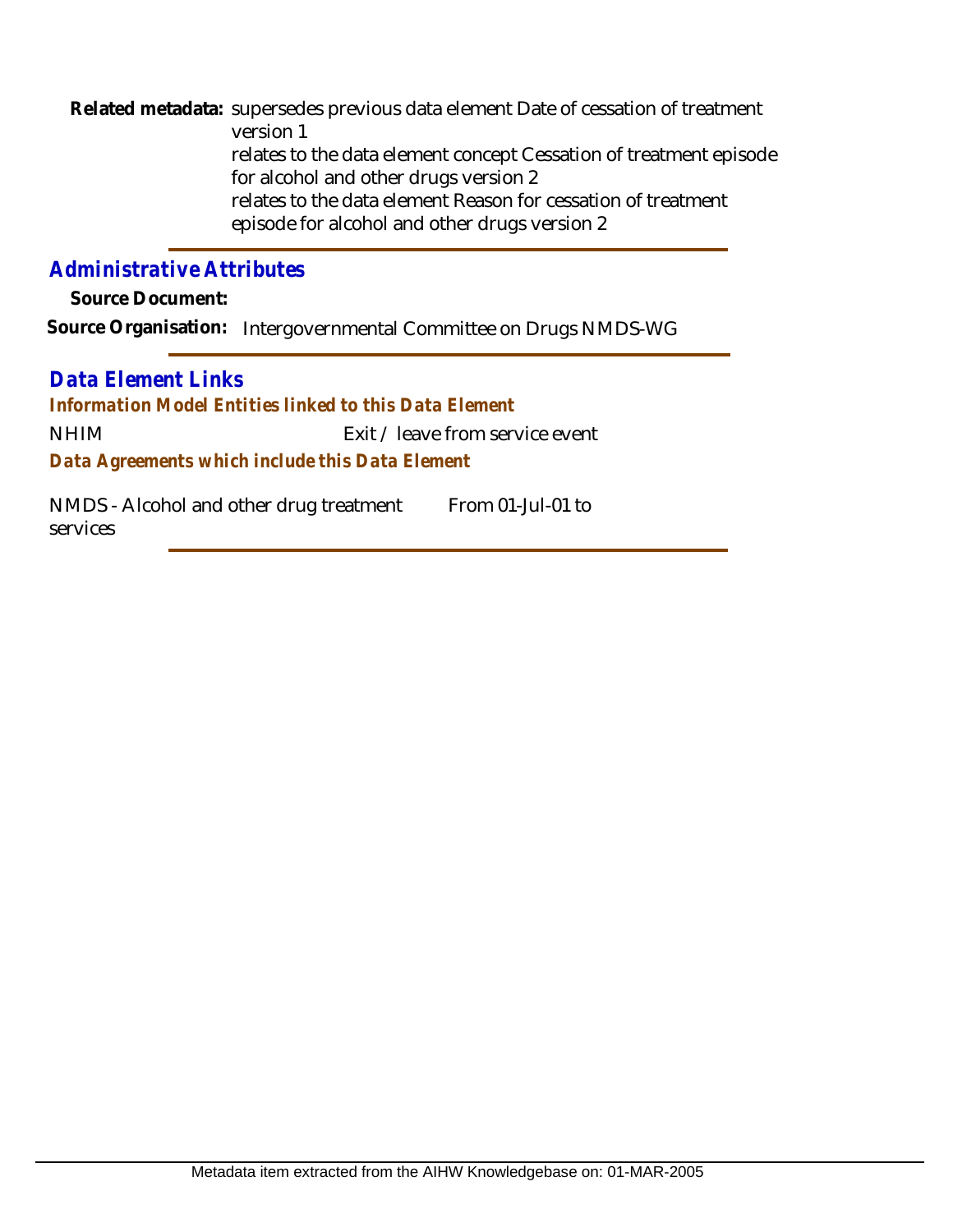**Related metadata:** supersedes previous data element Date of cessation of treatment version 1
relates to the data element concept Cessation of treatment episode for alcohol and other drugs version 2
relates to the data element Reason for cessation of treatment episode for alcohol and other drugs version 2

## Administrative Attributes

**Source Document:**

**Source Organisation:** Intergovernmental Committee on Drugs NMDS-WG

## Data Element Links

### *Information Model Entities linked to this Data Element*

NHIM Exit / leave from service event

### *Data Agreements which include this Data Element*

NMDS - Alcohol and other drug treatment services From 01-Jul-01 to

Metadata item extracted from the AIHW Knowledgebase on: 01-MAR-2005